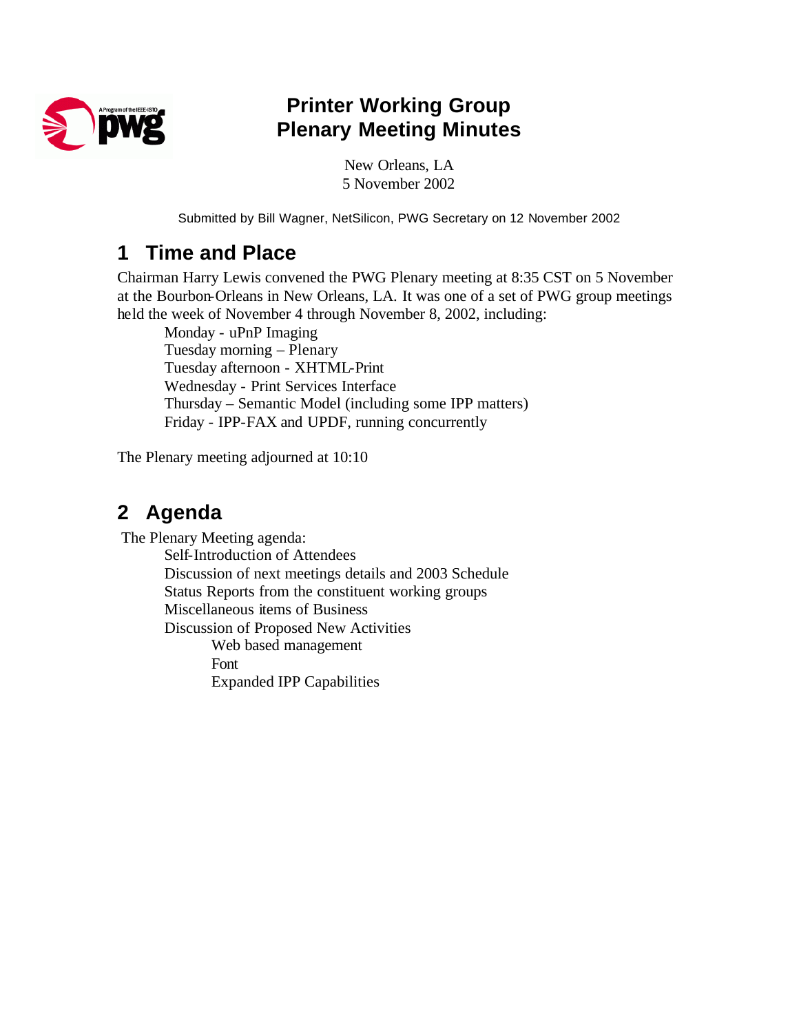# Printer Working Group Plenary Meeting Minutes

New Orleans, LA
5 November 2002

Submitted by Bill Wagner, NetSilicon, PWG Secretary on 12 November 2002

## 1 Time and Place

Chairman Harry Lewis convened the PWG Plenary meeting at 8:35 CST on 5 November at the Bourbon-Orleans in New Orleans, LA. It was one of a set of PWG group meetings held the week of November 4 through November 8, 2002, including:

- Monday - uPnP Imaging
- Tuesday morning – Plenary
- Tuesday afternoon - XHTML-Print
- Wednesday - Print Services Interface
- Thursday – Semantic Model (including some IPP matters)
- Friday - IPP-FAX and UPDF, running concurrently

The Plenary meeting adjourned at 10:10

## 2 Agenda

The Plenary Meeting agenda:

- Self-Introduction of Attendees
- Discussion of next meetings details and 2003 Schedule
- Status Reports from the constituent working groups
- Miscellaneous items of Business
- Discussion of Proposed New Activities
  - Web based management
  - Font
  - Expanded IPP Capabilities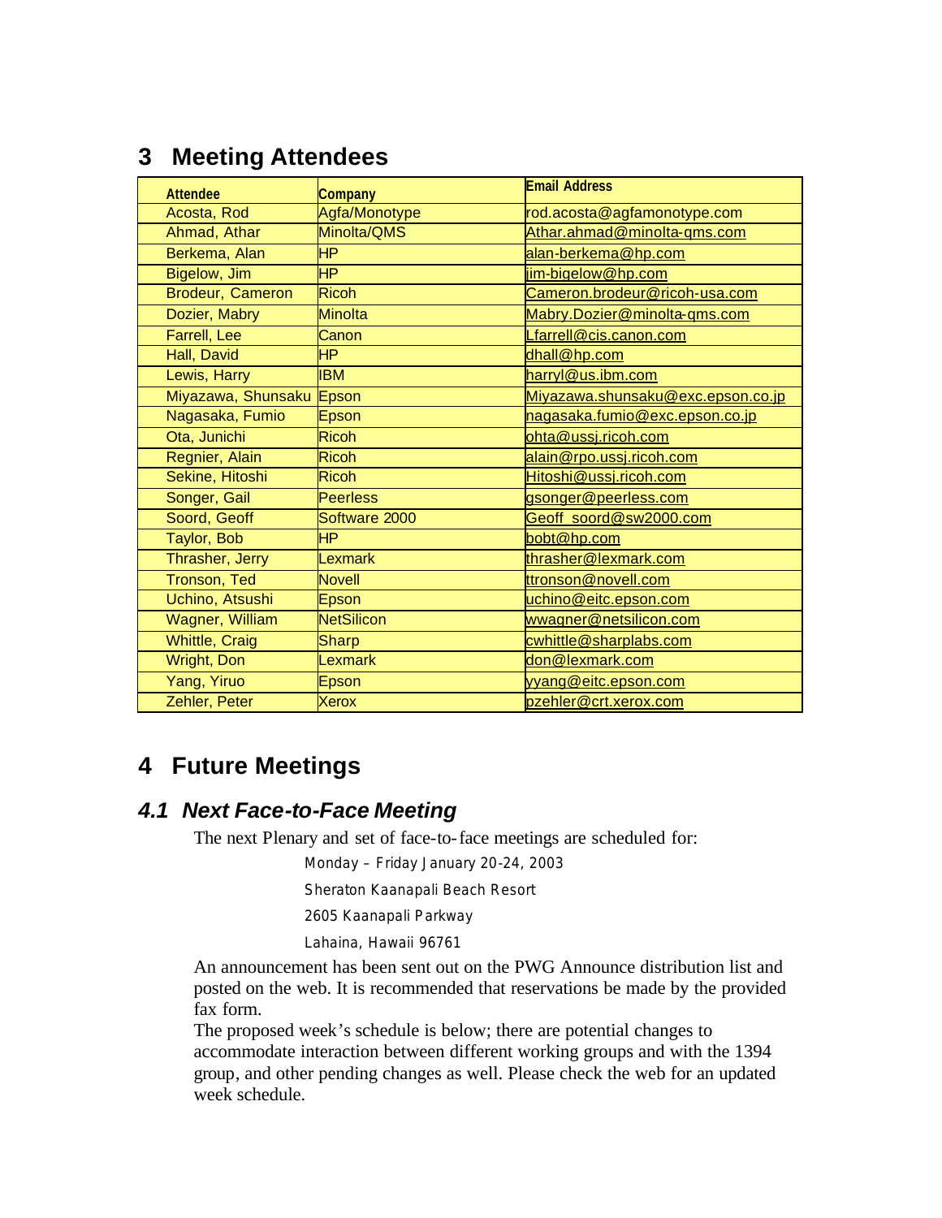## 3 Meeting Attendees

| Attendee | Company | Email Address |
|---|---|---|
| Acosta, Rod | Agfa/Monotype | rod.acosta@agfamonotype.com |
| Ahmad, Athar | Minolta/QMS | Athar.ahmad@minolta-qms.com |
| Berkema, Alan | HP | alan-berkema@hp.com |
| Bigelow, Jim | HP | jim-bigelow@hp.com |
| Brodeur, Cameron | Ricoh | Cameron.brodeur@ricoh-usa.com |
| Dozier, Mabry | Minolta | Mabry.Dozier@minolta-qms.com |
| Farrell, Lee | Canon | Lfarrell@cis.canon.com |
| Hall, David | HP | dhall@hp.com |
| Lewis, Harry | IBM | harryl@us.ibm.com |
| Miyazawa, Shunsaku | Epson | Miyazawa.shunsaku@exc.epson.co.jp |
| Nagasaka, Fumio | Epson | nagasaka.fumio@exc.epson.co.jp |
| Ota, Junichi | Ricoh | ohta@ussj.ricoh.com |
| Regnier, Alain | Ricoh | alain@rpo.ussj.ricoh.com |
| Sekine, Hitoshi | Ricoh | Hitoshi@ussj.ricoh.com |
| Songer, Gail | Peerless | gsonger@peerless.com |
| Soord, Geoff | Software 2000 | Geoff_soord@sw2000.com |
| Taylor, Bob | HP | bobt@hp.com |
| Thrasher, Jerry | Lexmark | thrasher@lexmark.com |
| Tronson, Ted | Novell | ttronson@novell.com |
| Uchino, Atsushi | Epson | uchino@eitc.epson.com |
| Wagner, William | NetSilicon | wwagner@netsilicon.com |
| Whittle, Craig | Sharp | cwhittle@sharplabs.com |
| Wright, Don | Lexmark | don@lexmark.com |
| Yang, Yiruo | Epson | yyang@eitc.epson.com |
| Zehler, Peter | Xerox | pzehler@crt.xerox.com |

## 4 Future Meetings

### *4.1 Next Face-to-Face Meeting*

The next Plenary and set of face-to-face meetings are scheduled for:

Monday – Friday January 20-24, 2003

Sheraton Kaanapali Beach Resort

2605 Kaanapali Parkway

Lahaina, Hawaii 96761

An announcement has been sent out on the PWG Announce distribution list and posted on the web. It is recommended that reservations be made by the provided fax form.

The proposed week's schedule is below; there are potential changes to accommodate interaction between different working groups and with the 1394 group, and other pending changes as well. Please check the web for an updated week schedule.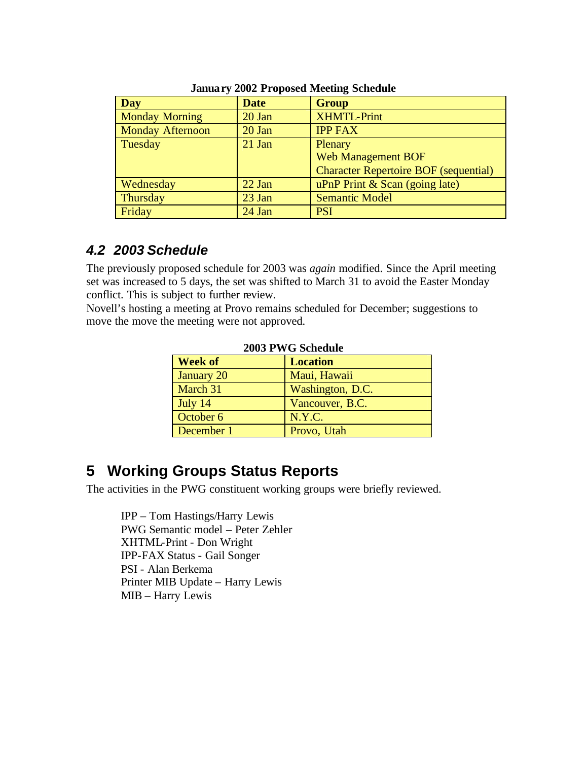**January 2002 Proposed Meeting Schedule**

| Day | Date | Group |
|---|---|---|
| Monday Morning | 20 Jan | XHMTL-Print |
| Monday Afternoon | 20 Jan | IPP FAX |
| Tuesday | 21 Jan | Plenary<br>Web Management BOF<br>Character Repertoire BOF (sequential) |
| Wednesday | 22 Jan | uPnP Print & Scan (going late) |
| Thursday | 23 Jan | Semantic Model |
| Friday | 24 Jan | PSI |

### *4.2 2003 Schedule*

The previously proposed schedule for 2003 was *again* modified. Since the April meeting set was increased to 5 days, the set was shifted to March 31 to avoid the Easter Monday conflict. This is subject to further review.
Novell's hosting a meeting at Provo remains scheduled for December; suggestions to move the move the meeting were not approved.

**2003 PWG Schedule**

| Week of | Location |
|---|---|
| January 20 | Maui, Hawaii |
| March 31 | Washington, D.C. |
| July 14 | Vancouver, B.C. |
| October 6 | N.Y.C. |
| December 1 | Provo, Utah |

## 5 Working Groups Status Reports

The activities in the PWG constituent working groups were briefly reviewed.

IPP – Tom Hastings/Harry Lewis
PWG Semantic model – Peter Zehler
XHTML-Print - Don Wright
IPP-FAX Status - Gail Songer
PSI - Alan Berkema
Printer MIB Update – Harry Lewis
MIB – Harry Lewis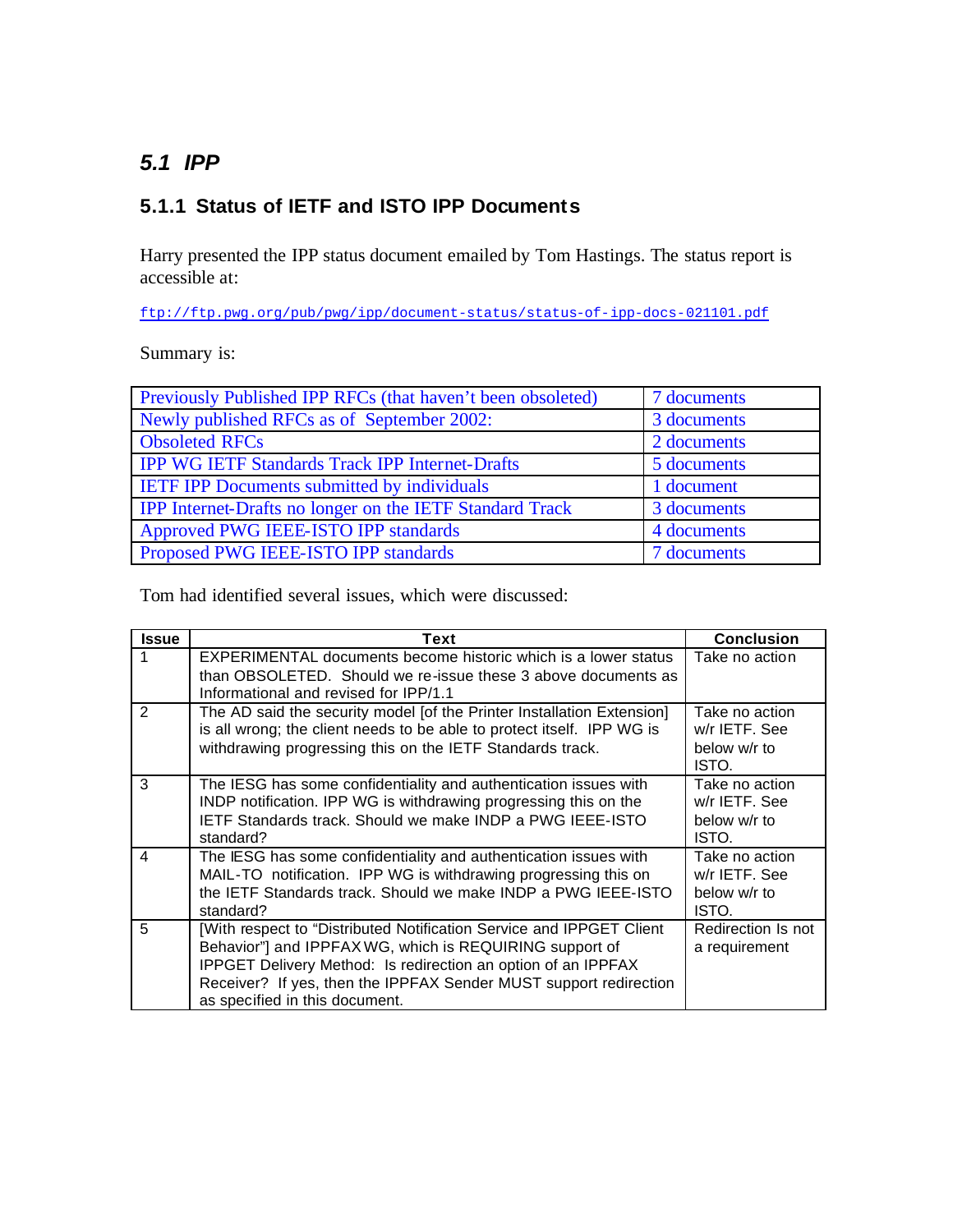## 5.1 IPP

### 5.1.1 Status of IETF and ISTO IPP Documents

Harry presented the IPP status document emailed by Tom Hastings. The status report is accessible at:

ftp://ftp.pwg.org/pub/pwg/ipp/document-status/status-of-ipp-docs-021101.pdf

Summary is:

| | |
|---|---|
| Previously Published IPP RFCs (that haven't been obsoleted) | 7 documents |
| Newly published RFCs as of September 2002: | 3 documents |
| Obsoleted RFCs | 2 documents |
| IPP WG IETF Standards Track IPP Internet-Drafts | 5 documents |
| IETF IPP Documents submitted by individuals | 1 document |
| IPP Internet-Drafts no longer on the IETF Standard Track | 3 documents |
| Approved PWG IEEE-ISTO IPP standards | 4 documents |
| Proposed PWG IEEE-ISTO IPP standards | 7 documents |

Tom had identified several issues, which were discussed:

| Issue | Text | Conclusion |
|---|---|---|
| 1 | EXPERIMENTAL documents become historic which is a lower status than OBSOLETED. Should we re-issue these 3 above documents as Informational and revised for IPP/1.1 | Take no action |
| 2 | The AD said the security model [of the Printer Installation Extension] is all wrong; the client needs to be able to protect itself. IPP WG is withdrawing progressing this on the IETF Standards track. | Take no action w/r IETF. See below w/r to ISTO. |
| 3 | The IESG has some confidentiality and authentication issues with INDP notification. IPP WG is withdrawing progressing this on the IETF Standards track. Should we make INDP a PWG IEEE-ISTO standard? | Take no action w/r IETF. See below w/r to ISTO. |
| 4 | The IESG has some confidentiality and authentication issues with MAIL-TO notification. IPP WG is withdrawing progressing this on the IETF Standards track. Should we make INDP a PWG IEEE-ISTO standard? | Take no action w/r IETF. See below w/r to ISTO. |
| 5 | [With respect to "Distributed Notification Service and IPPGET Client Behavior"] and IPPFAX WG, which is REQUIRING support of IPPGET Delivery Method: Is redirection an option of an IPPFAX Receiver? If yes, then the IPPFAX Sender MUST support redirection as specified in this document. | Redirection Is not a requirement |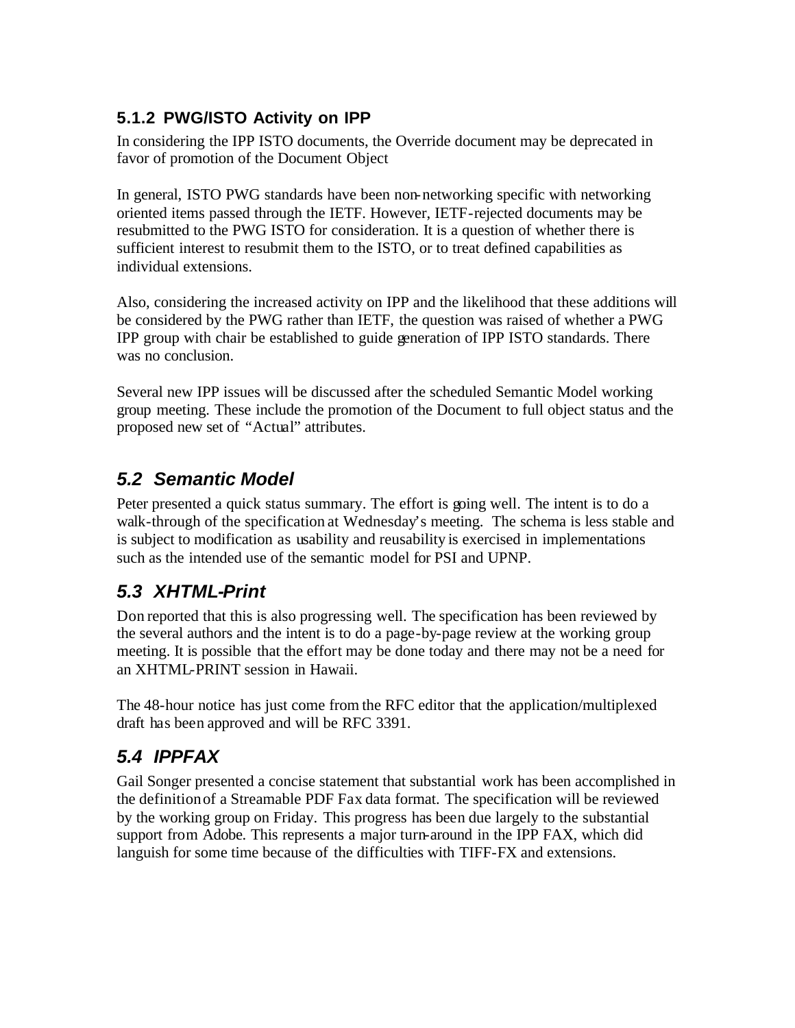### 5.1.2 PWG/ISTO Activity on IPP

In considering the IPP ISTO documents, the Override document may be deprecated in favor of promotion of the Document Object

In general, ISTO PWG standards have been non-networking specific with networking oriented items passed through the IETF. However, IETF-rejected documents may be resubmitted to the PWG ISTO for consideration. It is a question of whether there is sufficient interest to resubmit them to the ISTO, or to treat defined capabilities as individual extensions.

Also, considering the increased activity on IPP and the likelihood that these additions will be considered by the PWG rather than IETF, the question was raised of whether a PWG IPP group with chair be established to guide generation of IPP ISTO standards. There was no conclusion.

Several new IPP issues will be discussed after the scheduled Semantic Model working group meeting. These include the promotion of the Document to full object status and the proposed new set of "Actual" attributes.

## *5.2 Semantic Model*

Peter presented a quick status summary. The effort is going well. The intent is to do a walk-through of the specification at Wednesday's meeting. The schema is less stable and is subject to modification as usability and reusability is exercised in implementations such as the intended use of the semantic model for PSI and UPNP.

## *5.3 XHTML-Print*

Don reported that this is also progressing well. The specification has been reviewed by the several authors and the intent is to do a page-by-page review at the working group meeting. It is possible that the effort may be done today and there may not be a need for an XHTML-PRINT session in Hawaii.

The 48-hour notice has just come from the RFC editor that the application/multiplexed draft has been approved and will be RFC 3391.

## *5.4 IPPFAX*

Gail Songer presented a concise statement that substantial work has been accomplished in the definition of a Streamable PDF Fax data format. The specification will be reviewed by the working group on Friday. This progress has been due largely to the substantial support from Adobe. This represents a major turn-around in the IPP FAX, which did languish for some time because of the difficulties with TIFF-FX and extensions.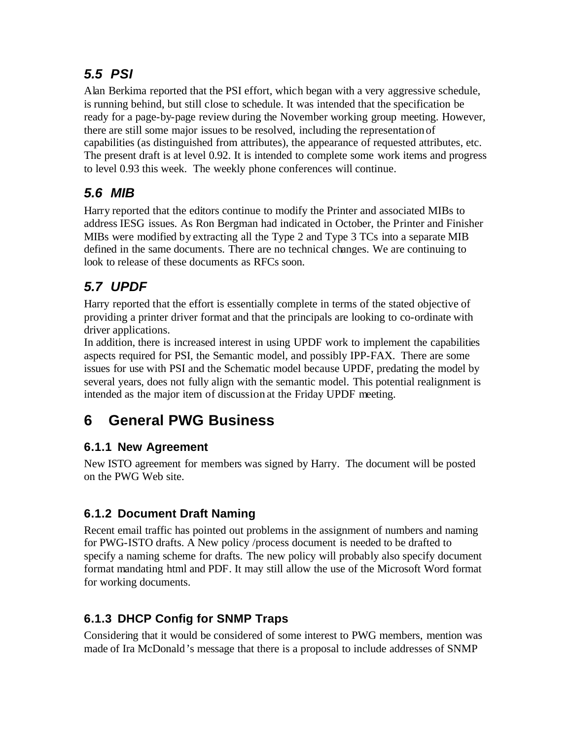## *5.5 PSI*

Alan Berkima reported that the PSI effort, which began with a very aggressive schedule, is running behind, but still close to schedule. It was intended that the specification be ready for a page-by-page review during the November working group meeting. However, there are still some major issues to be resolved, including the representation of capabilities (as distinguished from attributes), the appearance of requested attributes, etc. The present draft is at level 0.92. It is intended to complete some work items and progress to level 0.93 this week. The weekly phone conferences will continue.

## *5.6 MIB*

Harry reported that the editors continue to modify the Printer and associated MIBs to address IESG issues. As Ron Bergman had indicated in October, the Printer and Finisher MIBs were modified by extracting all the Type 2 and Type 3 TCs into a separate MIB defined in the same documents. There are no technical changes. We are continuing to look to release of these documents as RFCs soon.

## *5.7 UPDF*

Harry reported that the effort is essentially complete in terms of the stated objective of providing a printer driver format and that the principals are looking to co-ordinate with driver applications.

In addition, there is increased interest in using UPDF work to implement the capabilities aspects required for PSI, the Semantic model, and possibly IPP-FAX. There are some issues for use with PSI and the Schematic model because UPDF, predating the model by several years, does not fully align with the semantic model. This potential realignment is intended as the major item of discussion at the Friday UPDF meeting.

# 6 General PWG Business

### 6.1.1 New Agreement

New ISTO agreement for members was signed by Harry. The document will be posted on the PWG Web site.

### 6.1.2 Document Draft Naming

Recent email traffic has pointed out problems in the assignment of numbers and naming for PWG-ISTO drafts. A New policy /process document is needed to be drafted to specify a naming scheme for drafts. The new policy will probably also specify document format mandating html and PDF. It may still allow the use of the Microsoft Word format for working documents.

### 6.1.3 DHCP Config for SNMP Traps

Considering that it would be considered of some interest to PWG members, mention was made of Ira McDonald's message that there is a proposal to include addresses of SNMP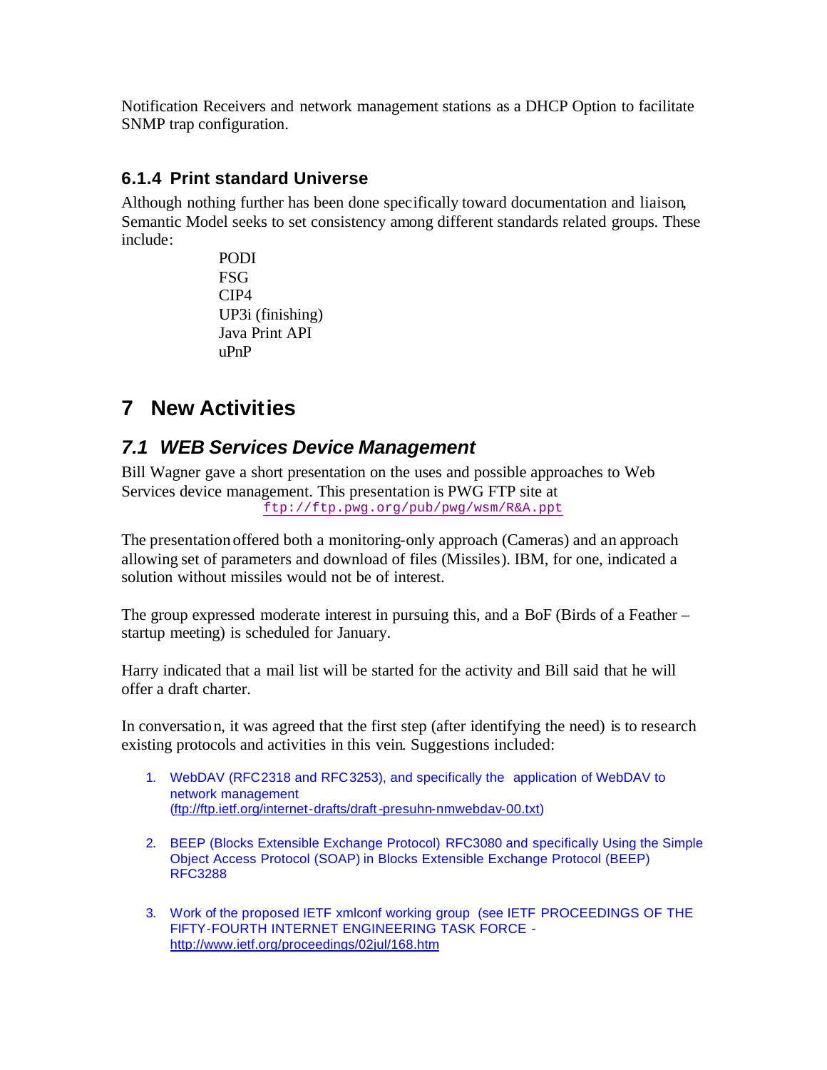Notification Receivers and network management stations as a DHCP Option to facilitate SNMP trap configuration.

### 6.1.4 Print standard Universe

Although nothing further has been done specifically toward documentation and liaison, Semantic Model seeks to set consistency among different standards related groups. These include:

PODI
FSG
CIP4
UP3i (finishing)
Java Print API
uPnP

# 7 New Activities

## *7.1 WEB Services Device Management*

Bill Wagner gave a short presentation on the uses and possible approaches to Web Services device management. This presentation is PWG FTP site at
ftp://ftp.pwg.org/pub/pwg/wsm/R&A.ppt

The presentation offered both a monitoring-only approach (Cameras) and an approach allowing set of parameters and download of files (Missiles). IBM, for one, indicated a solution without missiles would not be of interest.

The group expressed moderate interest in pursuing this, and a BoF (Birds of a Feather – startup meeting) is scheduled for January.

Harry indicated that a mail list will be started for the activity and Bill said that he will offer a draft charter.

In conversation, it was agreed that the first step (after identifying the need) is to research existing protocols and activities in this vein. Suggestions included:

1. WebDAV (RFC2318 and RFC3253), and specifically the application of WebDAV to network management (ftp://ftp.ietf.org/internet-drafts/draft-presuhn-nmwebdav-00.txt)

2. BEEP (Blocks Extensible Exchange Protocol) RFC3080 and specifically Using the Simple Object Access Protocol (SOAP) in Blocks Extensible Exchange Protocol (BEEP) RFC3288

3. Work of the proposed IETF xmlconf working group (see IETF PROCEEDINGS OF THE FIFTY-FOURTH INTERNET ENGINEERING TASK FORCE - http://www.ietf.org/proceedings/02jul/168.htm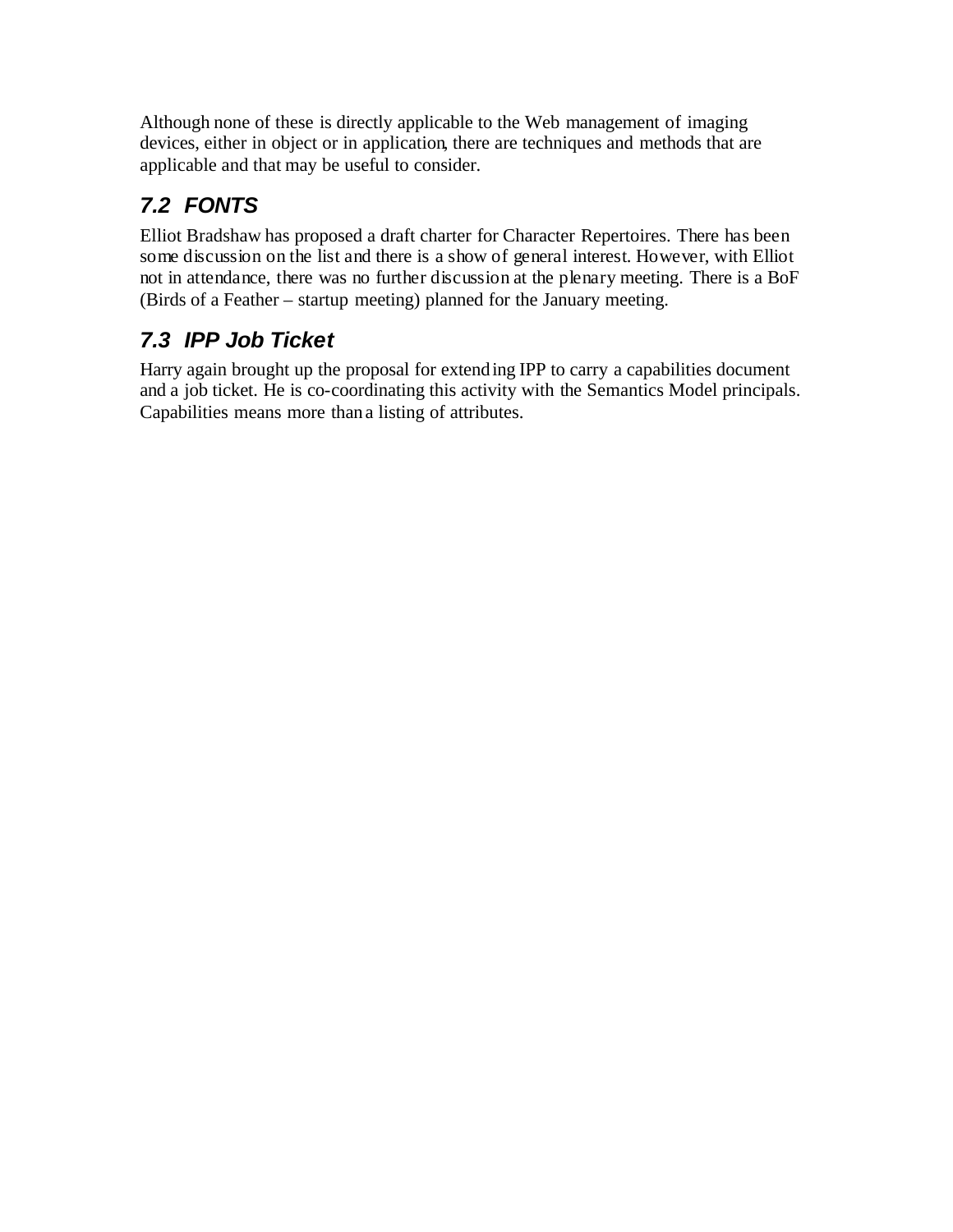Although none of these is directly applicable to the Web management of imaging devices, either in object or in application, there are techniques and methods that are applicable and that may be useful to consider.

## 7.2 FONTS

Elliot Bradshaw has proposed a draft charter for Character Repertoires. There has been some discussion on the list and there is a show of general interest. However, with Elliot not in attendance, there was no further discussion at the plenary meeting. There is a BoF (Birds of a Feather – startup meeting) planned for the January meeting.

## 7.3 IPP Job Ticket

Harry again brought up the proposal for extending IPP to carry a capabilities document and a job ticket. He is co-coordinating this activity with the Semantics Model principals. Capabilities means more than a listing of attributes.